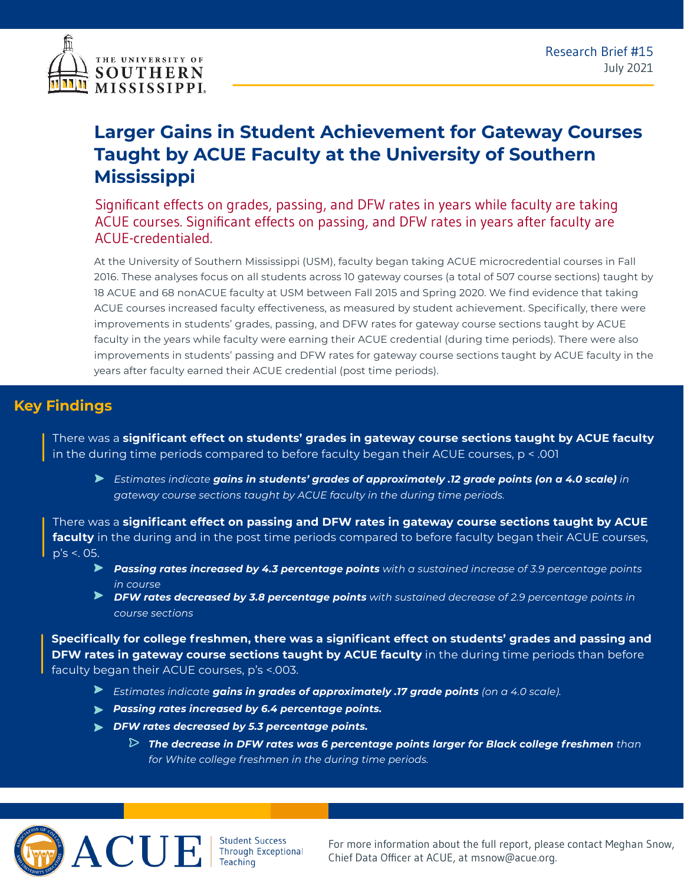Research Brief #15
July 2021

# Larger Gains in Student Achievement for Gateway Courses Taught by ACUE Faculty at the University of Southern Mississippi

Significant effects on grades, passing, and DFW rates in years while faculty are taking ACUE courses. Significant effects on passing, and DFW rates in years after faculty are ACUE-credentialed.

At the University of Southern Mississippi (USM), faculty began taking ACUE microcredential courses in Fall 2016. These analyses focus on all students across 10 gateway courses (a total of 507 course sections) taught by 18 ACUE and 68 nonACUE faculty at USM between Fall 2015 and Spring 2020. We find evidence that taking ACUE courses increased faculty effectiveness, as measured by student achievement. Specifically, there were improvements in students' grades, passing, and DFW rates for gateway course sections taught by ACUE faculty in the years while faculty were earning their ACUE credential (during time periods). There were also improvements in students' passing and DFW rates for gateway course sections taught by ACUE faculty in the years after faculty earned their ACUE credential (post time periods).

## Key Findings

There was a **significant effect on students' grades in gateway course sections taught by ACUE faculty** in the during time periods compared to before faculty began their ACUE courses, $p < .001$

- *Estimates indicate* ***gains in students' grades of approximately .12 grade points (on a 4.0 scale)*** *in gateway course sections taught by ACUE faculty in the during time periods.*

There was a **significant effect on passing and DFW rates in gateway course sections taught by ACUE faculty** in the during and in the post time periods compared to before faculty began their ACUE courses, p's <. 05.

- ***Passing rates increased by 4.3 percentage points*** *with a sustained increase of 3.9 percentage points in course*
- ***DFW rates decreased by 3.8 percentage points*** *with sustained decrease of 2.9 percentage points in course sections*

**Specifically for college freshmen, there was a significant effect on students' grades and passing and DFW rates in gateway course sections taught by ACUE faculty** in the during time periods than before faculty began their ACUE courses, p's <.003.

- *Estimates indicate* ***gains in grades of approximately .17 grade points*** *(on a 4.0 scale).*
- ***Passing rates increased by 6.4 percentage points.***
- ***DFW rates decreased by 5.3 percentage points.***
  - ***The decrease in DFW rates was 6 percentage points larger for Black college freshmen*** *than for White college freshmen in the during time periods.*

For more information about the full report, please contact Meghan Snow, Chief Data Officer at ACUE, at msnow@acue.org.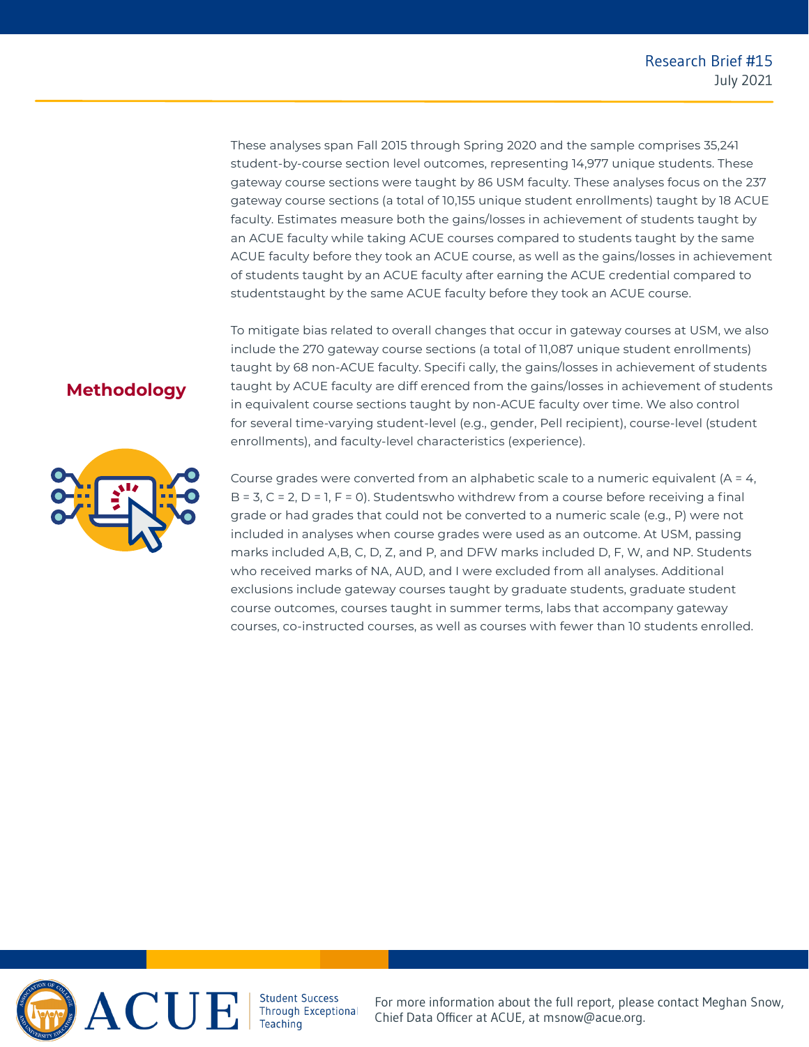## Methodology

These analyses span Fall 2015 through Spring 2020 and the sample comprises 35,241 student-by-course section level outcomes, representing 14,977 unique students. These gateway course sections were taught by 86 USM faculty. These analyses focus on the 237 gateway course sections (a total of 10,155 unique student enrollments) taught by 18 ACUE faculty. Estimates measure both the gains/losses in achievement of students taught by an ACUE faculty while taking ACUE courses compared to students taught by the same ACUE faculty before they took an ACUE course, as well as the gains/losses in achievement of students taught by an ACUE faculty after earning the ACUE credential compared to studentstaught by the same ACUE faculty before they took an ACUE course.

To mitigate bias related to overall changes that occur in gateway courses at USM, we also include the 270 gateway course sections (a total of 11,087 unique student enrollments) taught by 68 non-ACUE faculty. Specifi cally, the gains/losses in achievement of students taught by ACUE faculty are diff erenced from the gains/losses in achievement of students in equivalent course sections taught by non-ACUE faculty over time. We also control for several time-varying student-level (e.g., gender, Pell recipient), course-level (student enrollments), and faculty-level characteristics (experience).

Course grades were converted from an alphabetic scale to a numeric equivalent (A = 4, B = 3, C = 2, D = 1, F = 0). Studentswho withdrew from a course before receiving a final grade or had grades that could not be converted to a numeric scale (e.g., P) were not included in analyses when course grades were used as an outcome. At USM, passing marks included A,B, C, D, Z, and P, and DFW marks included D, F, W, and NP. Students who received marks of NA, AUD, and I were excluded from all analyses. Additional exclusions include gateway courses taught by graduate students, graduate student course outcomes, courses taught in summer terms, labs that accompany gateway courses, co-instructed courses, as well as courses with fewer than 10 students enrolled.

For more information about the full report, please contact Meghan Snow, Chief Data Officer at ACUE, at msnow@acue.org.